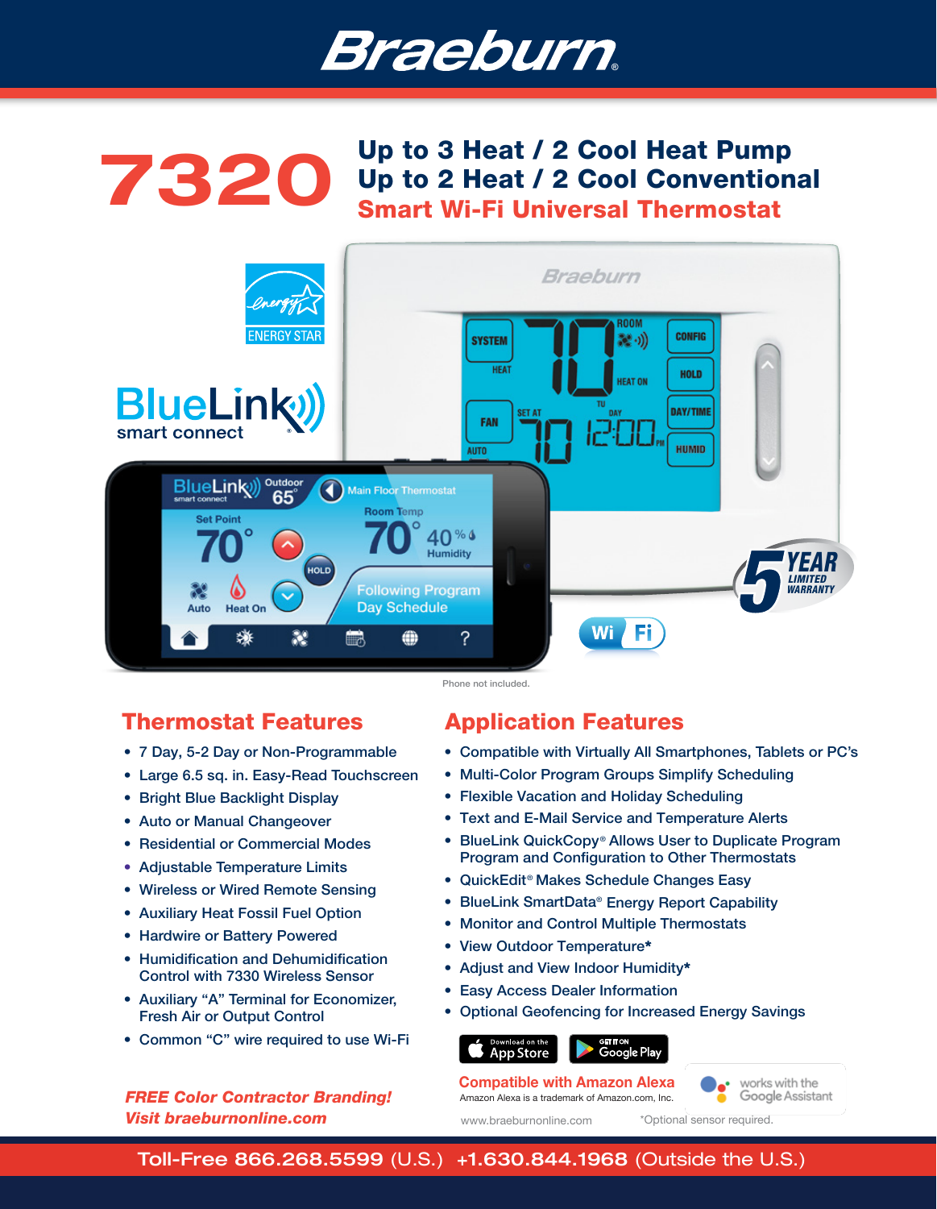# Braeburn

# 7320

## Up to 3 Heat / 2 Cool Heat Pump
## Up to 2 Heat / 2 Cool Conventional
## Smart Wi-Fi Universal Thermostat

ENERGY STAR

BlueLink smart connect

5 YEAR LIMITED WARRANTY

Wi Fi

Phone not included.

## Thermostat Features

- 7 Day, 5-2 Day or Non-Programmable
- Large 6.5 sq. in. Easy-Read Touchscreen
- Bright Blue Backlight Display
- Auto or Manual Changeover
- Residential or Commercial Modes
- Adjustable Temperature Limits
- Wireless or Wired Remote Sensing
- Auxiliary Heat Fossil Fuel Option
- Hardwire or Battery Powered
- Humidification and Dehumidification Control with 7330 Wireless Sensor
- Auxiliary "A" Terminal for Economizer, Fresh Air or Output Control
- Common "C" wire required to use Wi-Fi

***FREE Color Contractor Branding!***
***Visit braeburnonline.com***

## Application Features

- Compatible with Virtually All Smartphones, Tablets or PC's
- Multi-Color Program Groups Simplify Scheduling
- Flexible Vacation and Holiday Scheduling
- Text and E-Mail Service and Temperature Alerts
- BlueLink QuickCopy® Allows User to Duplicate Program Program and Configuration to Other Thermostats
- QuickEdit® Makes Schedule Changes Easy
- BlueLink SmartData® Energy Report Capability
- Monitor and Control Multiple Thermostats
- View Outdoor Temperature*
- Adjust and View Indoor Humidity*
- Easy Access Dealer Information
- Optional Geofencing for Increased Energy Savings

Download on the App Store | GET IT ON Google Play

**Compatible with Amazon Alexa**
Amazon Alexa is a trademark of Amazon.com, Inc.

works with the Google Assistant

www.braeburnonline.com

*Optional sensor required.

**Toll-Free 866.268.5599** (U.S.) **+1.630.844.1968** (Outside the U.S.)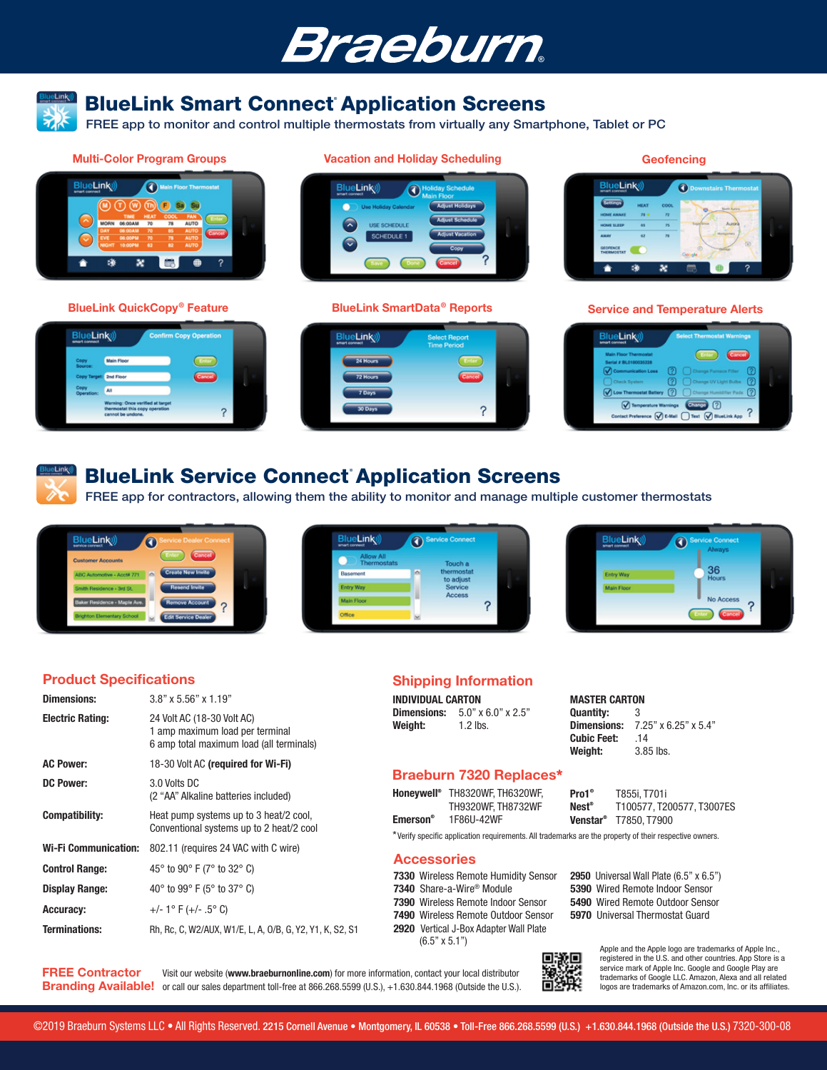# Braeburn

## BlueLink Smart Connect® Application Screens

FREE app to monitor and control multiple thermostats from virtually any Smartphone, Tablet or PC

Multi-Color Program Groups

Vacation and Holiday Scheduling

Geofencing

BlueLink QuickCopy® Feature

BlueLink SmartData® Reports

Service and Temperature Alerts

## BlueLink Service Connect® Application Screens

FREE app for contractors, allowing them the ability to monitor and manage multiple customer thermostats

### Product Specifications

| | |
|---|---|
| **Dimensions:** | 3.8" x 5.56" x 1.19" |
| **Electric Rating:** | 24 Volt AC (18-30 Volt AC)<br>1 amp maximum load per terminal<br>6 amp total maximum load (all terminals) |
| **AC Power:** | 18-30 Volt AC **(required for Wi-Fi)** |
| **DC Power:** | 3.0 Volts DC<br>(2 "AA" Alkaline batteries included) |
| **Compatibility:** | Heat pump systems up to 3 heat/2 cool,<br>Conventional systems up to 2 heat/2 cool |
| **Wi-Fi Communication:** | 802.11 (requires 24 VAC with C wire) |
| **Control Range:** | 45° to 90° F (7° to 32° C) |
| **Display Range:** | 40° to 99° F (5° to 37° C) |
| **Accuracy:** | +/- 1° F (+/- .5° C) |
| **Terminations:** | Rh, Rc, C, W2/AUX, W1/E, L, A, O/B, G, Y2, Y1, K, S2, S1 |

### Shipping Information

**INDIVIDUAL CARTON**
**Dimensions:** 5.0" x 6.0" x 2.5"
**Weight:** 1.2 lbs.

**MASTER CARTON**
**Quantity:** 3
**Dimensions:** 7.25" x 6.25" x 5.4"
**Cubic Feet:** .14
**Weight:** 3.85 lbs.

### Braeburn 7320 Replaces*

**Honeywell®** TH8320WF, TH6320WF, TH9320WF, TH8732WF
**Emerson®** 1F86U-42WF
**Pro1®** T855i, T701i
**Nest®** T100577, T200577, T3007ES
**Venstar®** T7850, T7900

*Verify specific application requirements. All trademarks are the property of their respective owners.

### Accessories

**7330** Wireless Remote Humidity Sensor
**7340** Share-a-Wire® Module
**7390** Wireless Remote Indoor Sensor
**7490** Wireless Remote Outdoor Sensor
**2920** Vertical J-Box Adapter Wall Plate (6.5" x 5.1")
**2950** Universal Wall Plate (6.5" x 6.5")
**5390** Wired Remote Indoor Sensor
**5490** Wired Remote Outdoor Sensor
**5970** Universal Thermostat Guard

**FREE Contractor Branding Available!**

Visit our website (**www.braeburnonline.com**) for more information, contact your local distributor or call our sales department toll-free at 866.268.5599 (U.S.), +1.630.844.1968 (Outside the U.S.).

Apple and the Apple logo are trademarks of Apple Inc., registered in the U.S. and other countries. App Store is a service mark of Apple Inc. Google and Google Play are trademarks of Google LLC. Amazon, Alexa and all related logos are trademarks of Amazon.com, Inc. or its affiliates.

©2019 Braeburn Systems LLC • All Rights Reserved. 2215 Cornell Avenue • Montgomery, IL 60538 • Toll-Free 866.268.5599 (U.S.) +1.630.844.1968 (Outside the U.S.) 7320-300-08